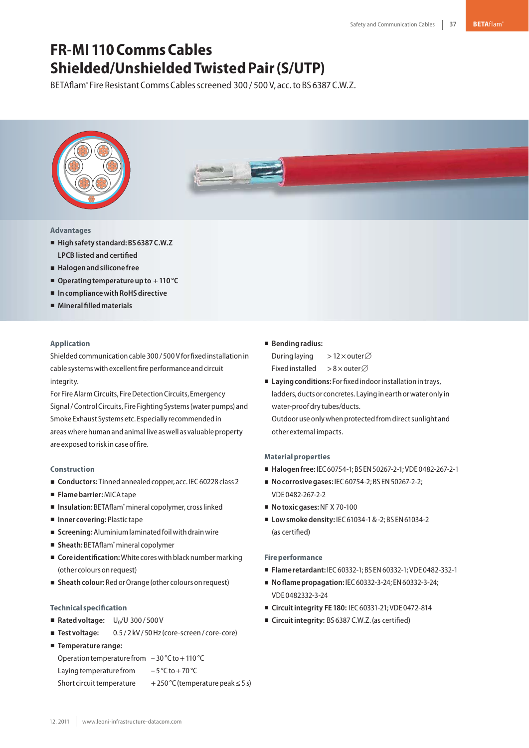# FR-MI 110 Comms Cables Shielded/Unshielded Twisted Pair (S/UTP)

BETAflam® Fire Resistant Comms Cables screened 300 / 500 V, acc. to BS 6387 C.W.Z.

### Advantages

- **High safety standard: BS 6387 C.W.Z LPCB listed and certified**
- **Halogen and silicone free**
- **Operating temperature up to + 110 °C**
- **In compliance with RoHS directive**
- **Mineral filled materials**

### Application

Shielded communication cable 300 / 500 V for fixed installation in cable systems with excellent fire performance and circuit integrity.

For Fire Alarm Circuits, Fire Detection Circuits, Emergency Signal / Control Circuits, Fire Fighting Systems (water pumps) and Smoke Exhaust Systems etc. Especially recommended in areas where human and animal live as well as valuable property are exposed to risk in case of fire.

### Construction

- **Conductors:** Tinned annealed copper, acc. IEC 60228 class 2
- **Flame barrier:** MICA tape
- **Insulation:** BETAflam® mineral copolymer, cross linked
- **Inner covering:** Plastic tape
- **Screening:** Aluminium laminated foil with drain wire
- **Sheath:** BETAflam® mineral copolymer
- **Core identification:** White cores with black number marking (other colours on request)
- **Sheath colour:** Red or Orange (other colours on request)

### Technical specification

- **Rated voltage:** $U_0/U$ 300 / 500 V
- **Test voltage:** 0.5 / 2 kV / 50 Hz (core-screen / core-core)
- **Temperature range:**

| | |
|---|---|
| Operation temperature from | – 30 °C to + 110 °C |
| Laying temperature from | – 5 °C to + 70 °C |
| Short circuit temperature | + 250 °C (temperature peak ≤ 5 s) |

- **Bending radius:**

| | |
|---|---|
| During laying | > 12 × outer ∅ |
| Fixed installed | > 8 × outer ∅ |

- **Laying conditions:** For fixed indoor installation in trays, ladders, ducts or concretes. Laying in earth or water only in water-proof dry tubes/ducts. Outdoor use only when protected from direct sunlight and other external impacts.

### Material properties

- **Halogen free:** IEC 60754-1; BS EN 50267-2-1; VDE 0482-267-2-1
- **No corrosive gases:** IEC 60754-2; BS EN 50267-2-2; VDE 0482-267-2-2
- **No toxic gases:** NF X 70-100
- **Low smoke density:** IEC 61034-1 & -2; BS EN 61034-2 (as certified)

### Fire performance

- **Flame retardant:** IEC 60332-1; BS EN 60332-1; VDE 0482-332-1
- **No flame propagation:** IEC 60332-3-24; EN 60332-3-24; VDE 0482332-3-24
- **Circuit integrity FE 180:** IEC 60331-21; VDE 0472-814
- **Circuit integrity:** BS 6387 C.W.Z. (as certified)

12. 2011 | www.leoni-infrastructure-datacom.com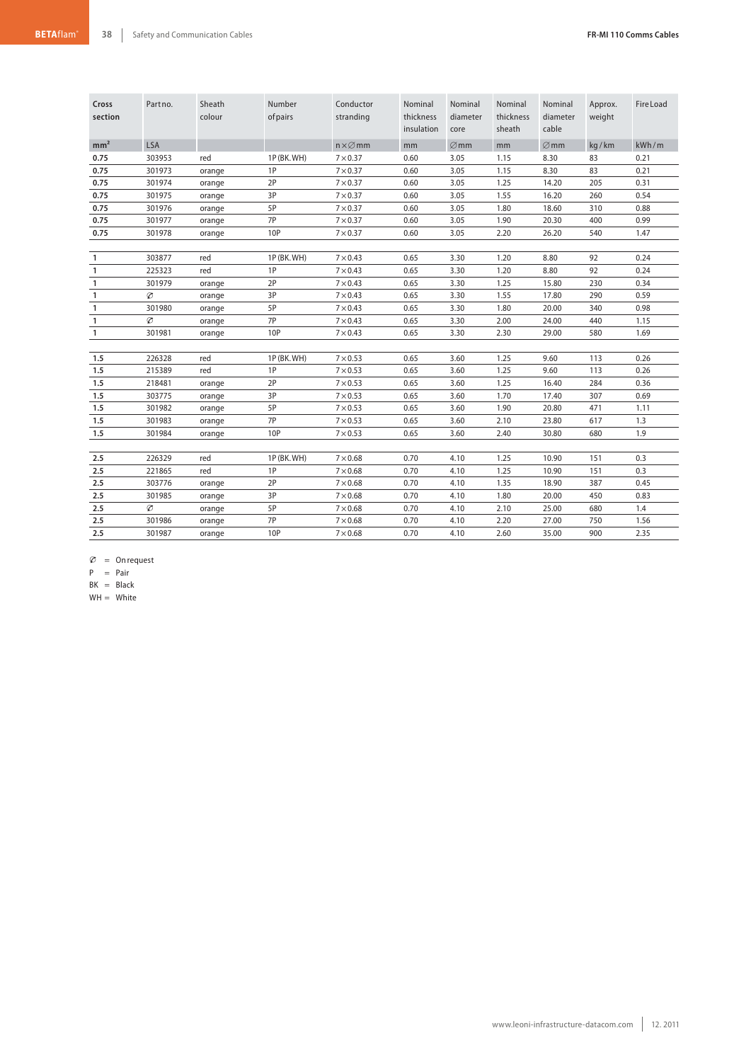| Cross section | Part no. | Sheath colour | Number of pairs | Conductor stranding | Nominal thickness insulation | Nominal diameter core | Nominal thickness sheath | Nominal diameter cable | Approx. weight | Fire Load |
|---|---|---|---|---|---|---|---|---|---|---|
| mm² | LSA | | | n × ∅mm | mm | ∅mm | mm | ∅mm | kg / km | kWh / m |
| **0.75** | 303953 | red | 1P (BK.WH) | 7 × 0.37 | 0.60 | 3.05 | 1.15 | 8.30 | 83 | 0.21 |
| **0.75** | 301973 | orange | 1P | 7 × 0.37 | 0.60 | 3.05 | 1.15 | 8.30 | 83 | 0.21 |
| **0.75** | 301974 | orange | 2P | 7 × 0.37 | 0.60 | 3.05 | 1.25 | 14.20 | 205 | 0.31 |
| **0.75** | 301975 | orange | 3P | 7 × 0.37 | 0.60 | 3.05 | 1.55 | 16.20 | 260 | 0.54 |
| **0.75** | 301976 | orange | 5P | 7 × 0.37 | 0.60 | 3.05 | 1.80 | 18.60 | 310 | 0.88 |
| **0.75** | 301977 | orange | 7P | 7 × 0.37 | 0.60 | 3.05 | 1.90 | 20.30 | 400 | 0.99 |
| **0.75** | 301978 | orange | 10P | 7 × 0.37 | 0.60 | 3.05 | 2.20 | 26.20 | 540 | 1.47 |
| **1** | 303877 | red | 1P (BK.WH) | 7 × 0.43 | 0.65 | 3.30 | 1.20 | 8.80 | 92 | 0.24 |
| **1** | 225323 | red | 1P | 7 × 0.43 | 0.65 | 3.30 | 1.20 | 8.80 | 92 | 0.24 |
| **1** | 301979 | orange | 2P | 7 × 0.43 | 0.65 | 3.30 | 1.25 | 15.80 | 230 | 0.34 |
| **1** | ∅ | orange | 3P | 7 × 0.43 | 0.65 | 3.30 | 1.55 | 17.80 | 290 | 0.59 |
| **1** | 301980 | orange | 5P | 7 × 0.43 | 0.65 | 3.30 | 1.80 | 20.00 | 340 | 0.98 |
| **1** | ∅ | orange | 7P | 7 × 0.43 | 0.65 | 3.30 | 2.00 | 24.00 | 440 | 1.15 |
| **1** | 301981 | orange | 10P | 7 × 0.43 | 0.65 | 3.30 | 2.30 | 29.00 | 580 | 1.69 |
| **1.5** | 226328 | red | 1P (BK.WH) | 7 × 0.53 | 0.65 | 3.60 | 1.25 | 9.60 | 113 | 0.26 |
| **1.5** | 215389 | red | 1P | 7 × 0.53 | 0.65 | 3.60 | 1.25 | 9.60 | 113 | 0.26 |
| **1.5** | 218481 | orange | 2P | 7 × 0.53 | 0.65 | 3.60 | 1.25 | 16.40 | 284 | 0.36 |
| **1.5** | 303775 | orange | 3P | 7 × 0.53 | 0.65 | 3.60 | 1.70 | 17.40 | 307 | 0.69 |
| **1.5** | 301982 | orange | 5P | 7 × 0.53 | 0.65 | 3.60 | 1.90 | 20.80 | 471 | 1.11 |
| **1.5** | 301983 | orange | 7P | 7 × 0.53 | 0.65 | 3.60 | 2.10 | 23.80 | 617 | 1.3 |
| **1.5** | 301984 | orange | 10P | 7 × 0.53 | 0.65 | 3.60 | 2.40 | 30.80 | 680 | 1.9 |
| **2.5** | 226329 | red | 1P (BK.WH) | 7 × 0.68 | 0.70 | 4.10 | 1.25 | 10.90 | 151 | 0.3 |
| **2.5** | 221865 | red | 1P | 7 × 0.68 | 0.70 | 4.10 | 1.25 | 10.90 | 151 | 0.3 |
| **2.5** | 303776 | orange | 2P | 7 × 0.68 | 0.70 | 4.10 | 1.35 | 18.90 | 387 | 0.45 |
| **2.5** | 301985 | orange | 3P | 7 × 0.68 | 0.70 | 4.10 | 1.80 | 20.00 | 450 | 0.83 |
| **2.5** | ∅ | orange | 5P | 7 × 0.68 | 0.70 | 4.10 | 2.10 | 25.00 | 680 | 1.4 |
| **2.5** | 301986 | orange | 7P | 7 × 0.68 | 0.70 | 4.10 | 2.20 | 27.00 | 750 | 1.56 |
| **2.5** | 301987 | orange | 10P | 7 × 0.68 | 0.70 | 4.10 | 2.60 | 35.00 | 900 | 2.35 |

∅ = On request
P = Pair
BK = Black
WH = White